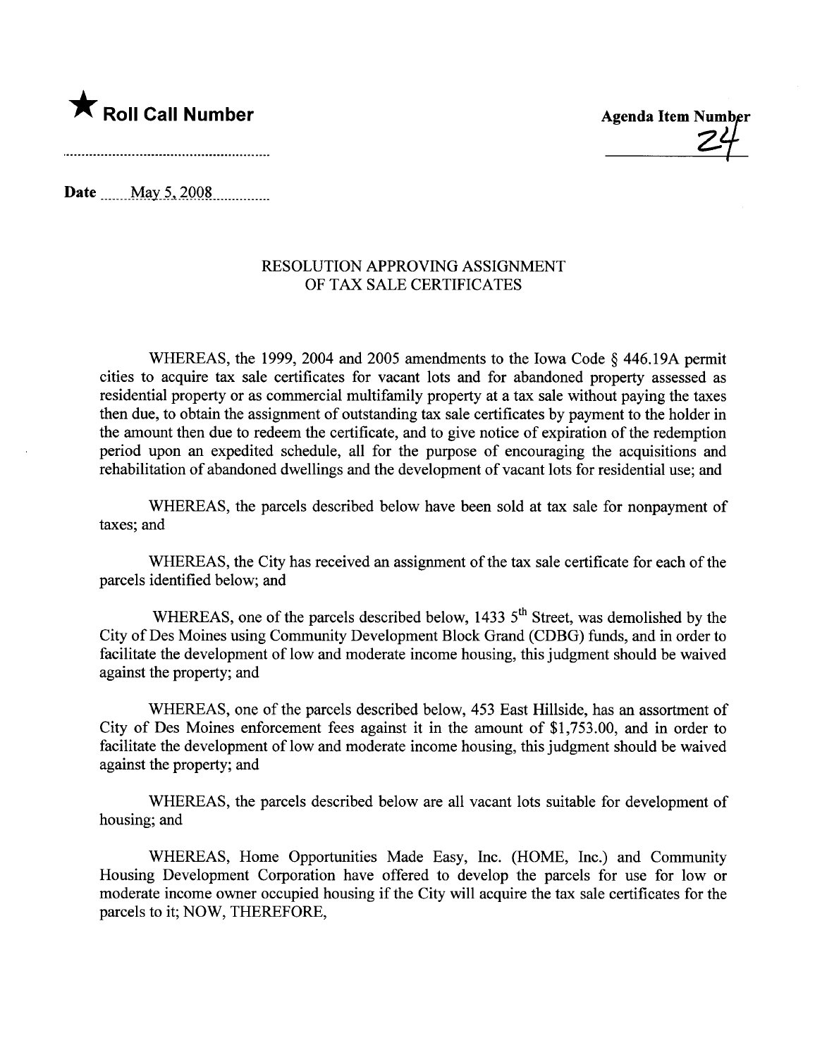★ **Roll Call Number**

**Agenda Item Number**
24

**Date** May 5, 2008

RESOLUTION APPROVING ASSIGNMENT
OF TAX SALE CERTIFICATES

WHEREAS, the 1999, 2004 and 2005 amendments to the Iowa Code § 446.19A permit cities to acquire tax sale certificates for vacant lots and for abandoned property assessed as residential property or as commercial multifamily property at a tax sale without paying the taxes then due, to obtain the assignment of outstanding tax sale certificates by payment to the holder in the amount then due to redeem the certificate, and to give notice of expiration of the redemption period upon an expedited schedule, all for the purpose of encouraging the acquisitions and rehabilitation of abandoned dwellings and the development of vacant lots for residential use; and

WHEREAS, the parcels described below have been sold at tax sale for nonpayment of taxes; and

WHEREAS, the City has received an assignment of the tax sale certificate for each of the parcels identified below; and

WHEREAS, one of the parcels described below, 1433 5th Street, was demolished by the City of Des Moines using Community Development Block Grand (CDBG) funds, and in order to facilitate the development of low and moderate income housing, this judgment should be waived against the property; and

WHEREAS, one of the parcels described below, 453 East Hillside, has an assortment of City of Des Moines enforcement fees against it in the amount of $1,753.00, and in order to facilitate the development of low and moderate income housing, this judgment should be waived against the property; and

WHEREAS, the parcels described below are all vacant lots suitable for development of housing; and

WHEREAS, Home Opportunities Made Easy, Inc. (HOME, Inc.) and Community Housing Development Corporation have offered to develop the parcels for use for low or moderate income owner occupied housing if the City will acquire the tax sale certificates for the parcels to it; NOW, THEREFORE,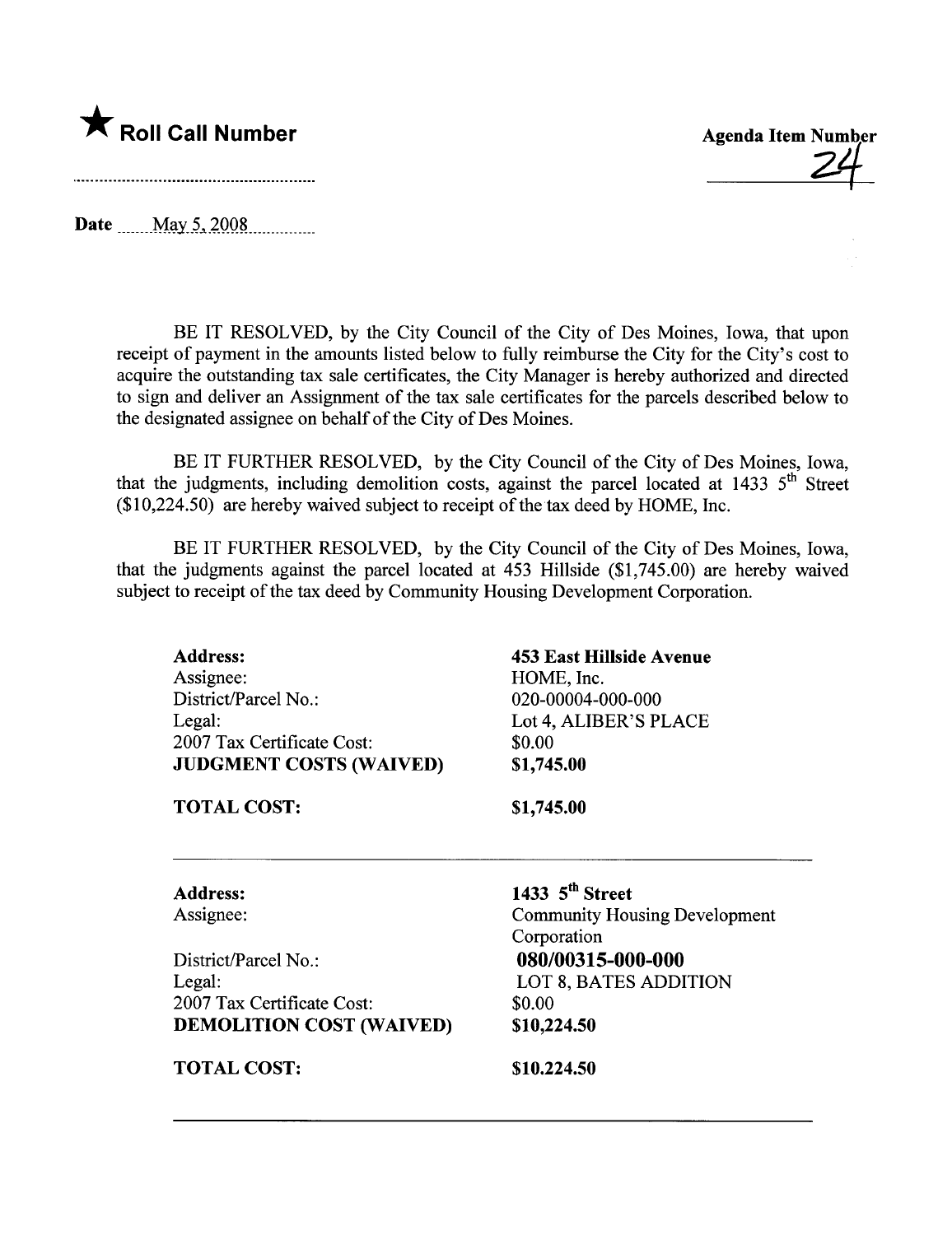★ **Roll Call Number**

..........................................................

**Agenda Item Number**

24

**Date** May 5, 2008

BE IT RESOLVED, by the City Council of the City of Des Moines, Iowa, that upon receipt of payment in the amounts listed below to fully reimburse the City for the City's cost to acquire the outstanding tax sale certificates, the City Manager is hereby authorized and directed to sign and deliver an Assignment of the tax sale certificates for the parcels described below to the designated assignee on behalf of the City of Des Moines.

BE IT FURTHER RESOLVED, by the City Council of the City of Des Moines, Iowa, that the judgments, including demolition costs, against the parcel located at 1433 5th Street ($10,224.50) are hereby waived subject to receipt of the tax deed by HOME, Inc.

BE IT FURTHER RESOLVED, by the City Council of the City of Des Moines, Iowa, that the judgments against the parcel located at 453 Hillside ($1,745.00) are hereby waived subject to receipt of the tax deed by Community Housing Development Corporation.

| | |
|---|---|
| **Address:** | **453 East Hillside Avenue** |
| Assignee: | HOME, Inc. |
| District/Parcel No.: | 020-00004-000-000 |
| Legal: | Lot 4, ALIBER'S PLACE |
| 2007 Tax Certificate Cost: | $0.00 |
| **JUDGMENT COSTS (WAIVED)** | **$1,745.00** |
| **TOTAL COST:** | **$1,745.00** |

---

| | |
|---|---|
| **Address:** | **1433 5th Street** |
| Assignee: | Community Housing Development Corporation |
| District/Parcel No.: | **080/00315-000-000** |
| Legal: | LOT 8, BATES ADDITION |
| 2007 Tax Certificate Cost: | $0.00 |
| **DEMOLITION COST (WAIVED)** | **$10,224.50** |
| **TOTAL COST:** | **$10.224.50** |

---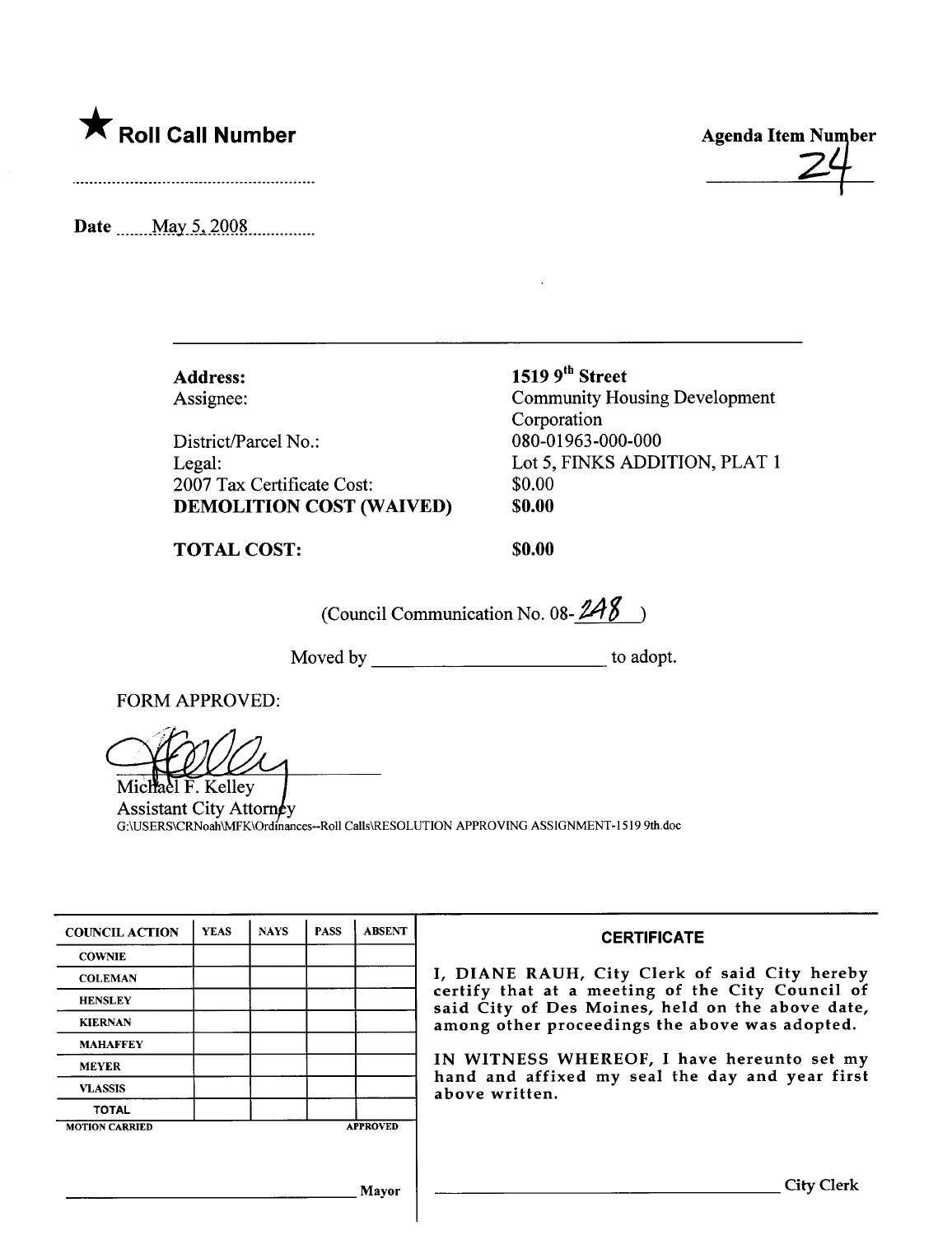★ **Roll Call Number**

..........................................................

**Agenda Item Number**

24

**Date** May 5, 2008

| | |
|---|---|
| **Address:** | **1519 9th Street** |
| Assignee: | Community Housing Development Corporation |
| District/Parcel No.: | 080-01963-000-000 |
| Legal: | Lot 5, FINKS ADDITION, PLAT 1 |
| 2007 Tax Certificate Cost: | $0.00 |
| **DEMOLITION COST (WAIVED)** | **$0.00** |
| **TOTAL COST:** | **$0.00** |

(Council Communication No. 08- 248 )

Moved by ________________________ to adopt.

FORM APPROVED:

Michael F. Kelley
Assistant City Attorney
G:\USERS\CRNoah\MFK\Ordinances--Roll Calls\RESOLUTION APPROVING ASSIGNMENT-1519 9th.doc

| COUNCIL ACTION | YEAS | NAYS | PASS | ABSENT |
|---|---|---|---|---|
| COWNIE | | | | |
| COLEMAN | | | | |
| HENSLEY | | | | |
| KIERNAN | | | | |
| MAHAFFEY | | | | |
| MEYER | | | | |
| VLASSIS | | | | |
| TOTAL | | | | |

MOTION CARRIED APPROVED

________________________________ Mayor

**CERTIFICATE**

I, DIANE RAUH, City Clerk of said City hereby certify that at a meeting of the City Council of said City of Des Moines, held on the above date, among other proceedings the above was adopted.

IN WITNESS WHEREOF, I have hereunto set my hand and affixed my seal the day and year first above written.

________________________________ City Clerk